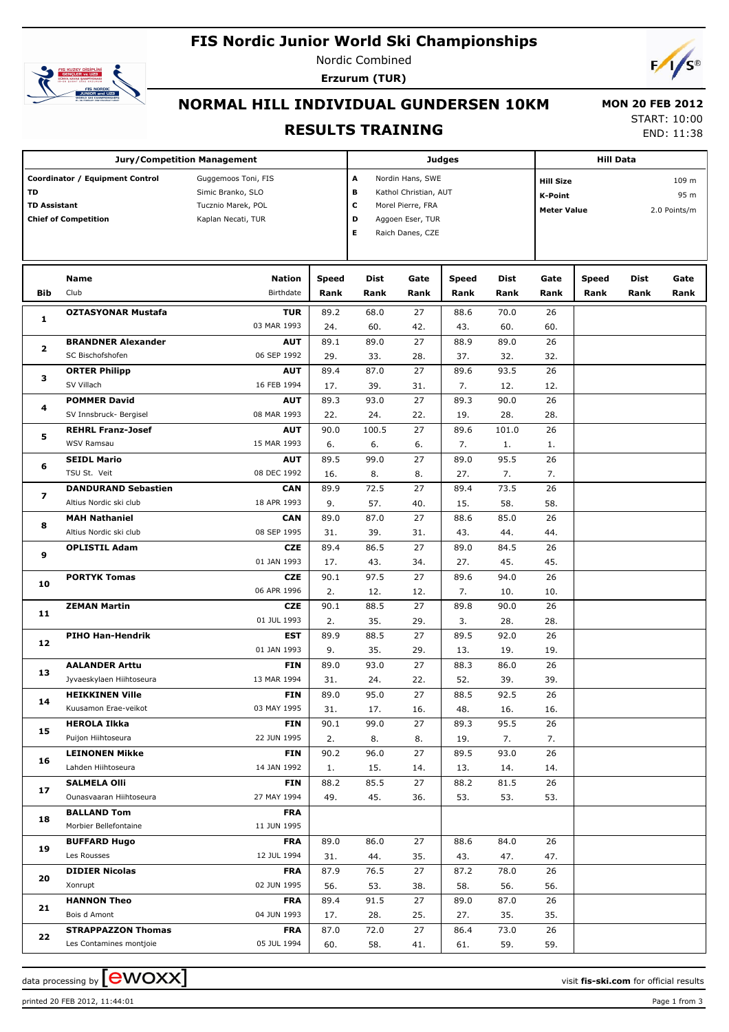# FIS Nordic Junior World Ski Championships

Nordic Combined

**Erzurum (TUR)**

## NORMAL HILL INDIVIDUAL GUNDERSEN 10KM

## RESULTS TRAINING

**MON 20 FEB 2012**

START: 10:00

END: 11:38

| Jury/Competition Management | |
|---|---|
| Coordinator / Equipment Control | Guggemoos Toni, FIS |
| TD | Simic Branko, SLO |
| TD Assistant | Tucznio Marek, POL |
| Chief of Competition | Kaplan Necati, TUR |

| Judges | |
|---|---|
| A | Nordin Hans, SWE |
| B | Kathol Christian, AUT |
| C | Morel Pierre, FRA |
| D | Aggoen Eser, TUR |
| E | Raich Danes, CZE |

| Hill Data | |
|---|---|
| Hill Size | 109 m |
| K-Point | 95 m |
| Meter Value | 2.0 Points/m |

| Bib | Name / Club | Nation / Birthdate | Speed / Rank | Dist / Rank | Gate / Rank | Speed / Rank | Dist / Rank | Gate / Rank | Speed / Rank | Dist / Rank | Gate / Rank |
|---|---|---|---|---|---|---|---|---|---|---|---|
| 1 | **OZTASYONAR Mustafa** | **TUR** | 89.2 | 68.0 | 27 | 88.6 | 70.0 | 26 | | | |
| | | 03 MAR 1993 | 24. | 60. | 42. | 43. | 60. | 60. | | | |
| 2 | **BRANDNER Alexander** | **AUT** | 89.1 | 89.0 | 27 | 88.9 | 89.0 | 26 | | | |
| | SC Bischofshofen | 06 SEP 1992 | 29. | 33. | 28. | 37. | 32. | 32. | | | |
| 3 | **ORTER Philipp** | **AUT** | 89.4 | 87.0 | 27 | 89.6 | 93.5 | 26 | | | |
| | SV Villach | 16 FEB 1994 | 17. | 39. | 31. | 7. | 12. | 12. | | | |
| 4 | **POMMER David** | **AUT** | 89.3 | 93.0 | 27 | 89.3 | 90.0 | 26 | | | |
| | SV Innsbruck- Bergisel | 08 MAR 1993 | 22. | 24. | 22. | 19. | 28. | 28. | | | |
| 5 | **REHRL Franz-Josef** | **AUT** | 90.0 | 100.5 | 27 | 89.6 | 101.0 | 26 | | | |
| | WSV Ramsau | 15 MAR 1993 | 6. | 6. | 6. | 7. | 1. | 1. | | | |
| 6 | **SEIDL Mario** | **AUT** | 89.5 | 99.0 | 27 | 89.0 | 95.5 | 26 | | | |
| | TSU St. Veit | 08 DEC 1992 | 16. | 8. | 8. | 27. | 7. | 7. | | | |
| 7 | **DANDURAND Sebastien** | **CAN** | 89.9 | 72.5 | 27 | 89.4 | 73.5 | 26 | | | |
| | Altius Nordic ski club | 18 APR 1993 | 9. | 57. | 40. | 15. | 58. | 58. | | | |
| 8 | **MAH Nathaniel** | **CAN** | 89.0 | 87.0 | 27 | 88.6 | 85.0 | 26 | | | |
| | Altius Nordic ski club | 08 SEP 1995 | 31. | 39. | 31. | 43. | 44. | 44. | | | |
| 9 | **OPLISTIL Adam** | **CZE** | 89.4 | 86.5 | 27 | 89.0 | 84.5 | 26 | | | |
| | | 01 JAN 1993 | 17. | 43. | 34. | 27. | 45. | 45. | | | |
| 10 | **PORTYK Tomas** | **CZE** | 90.1 | 97.5 | 27 | 89.6 | 94.0 | 26 | | | |
| | | 06 APR 1996 | 2. | 12. | 12. | 7. | 10. | 10. | | | |
| 11 | **ZEMAN Martin** | **CZE** | 90.1 | 88.5 | 27 | 89.8 | 90.0 | 26 | | | |
| | | 01 JUL 1993 | 2. | 35. | 29. | 3. | 28. | 28. | | | |
| 12 | **PIHO Han-Hendrik** | **EST** | 89.9 | 88.5 | 27 | 89.5 | 92.0 | 26 | | | |
| | | 01 JAN 1993 | 9. | 35. | 29. | 13. | 19. | 19. | | | |
| 13 | **AALANDER Arttu** | **FIN** | 89.0 | 93.0 | 27 | 88.3 | 86.0 | 26 | | | |
| | Jyvaeskylaen Hiihtoseura | 13 MAR 1994 | 31. | 24. | 22. | 52. | 39. | 39. | | | |
| 14 | **HEIKKINEN Ville** | **FIN** | 89.0 | 95.0 | 27 | 88.5 | 92.5 | 26 | | | |
| | Kuusamon Erae-veikot | 03 MAY 1995 | 31. | 17. | 16. | 48. | 16. | 16. | | | |
| 15 | **HEROLA Ilkka** | **FIN** | 90.1 | 99.0 | 27 | 89.3 | 95.5 | 26 | | | |
| | Puijon Hiihtoseura | 22 JUN 1995 | 2. | 8. | 8. | 19. | 7. | 7. | | | |
| 16 | **LEINONEN Mikke** | **FIN** | 90.2 | 96.0 | 27 | 89.5 | 93.0 | 26 | | | |
| | Lahden Hiihtoseura | 14 JAN 1992 | 1. | 15. | 14. | 13. | 14. | 14. | | | |
| 17 | **SALMELA Olli** | **FIN** | 88.2 | 85.5 | 27 | 88.2 | 81.5 | 26 | | | |
| | Ounasvaaran Hiihtoseura | 27 MAY 1994 | 49. | 45. | 36. | 53. | 53. | 53. | | | |
| 18 | **BALLAND Tom** | **FRA** | | | | | | | | | |
| | Morbier Bellefontaine | 11 JUN 1995 | | | | | | | | | |
| 19 | **BUFFARD Hugo** | **FRA** | 89.0 | 86.0 | 27 | 88.6 | 84.0 | 26 | | | |
| | Les Rousses | 12 JUL 1994 | 31. | 44. | 35. | 43. | 47. | 47. | | | |
| 20 | **DIDIER Nicolas** | **FRA** | 87.9 | 76.5 | 27 | 87.2 | 78.0 | 26 | | | |
| | Xonrupt | 02 JUN 1995 | 56. | 53. | 38. | 58. | 56. | 56. | | | |
| 21 | **HANNON Theo** | **FRA** | 89.4 | 91.5 | 27 | 89.0 | 87.0 | 26 | | | |
| | Bois d Amont | 04 JUN 1993 | 17. | 28. | 25. | 27. | 35. | 35. | | | |
| 22 | **STRAPPAZZON Thomas** | **FRA** | 87.0 | 72.0 | 27 | 86.4 | 73.0 | 26 | | | |
| | Les Contamines montjoie | 05 JUL 1994 | 60. | 58. | 41. | 61. | 59. | 59. | | | |

data processing by ewoxx — visit fis-ski.com for official results

printed 20 FEB 2012, 11:44:01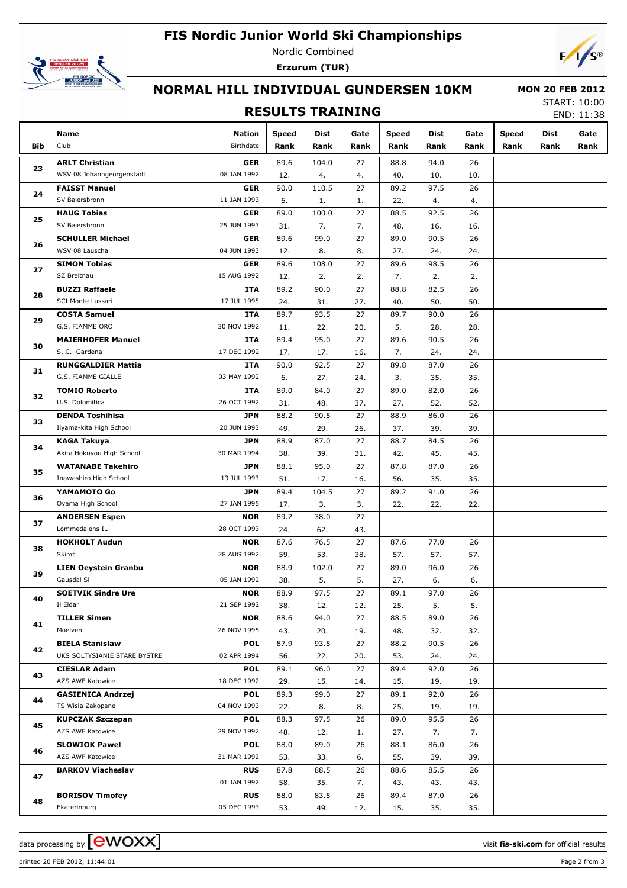# FIS Nordic Junior World Ski Championships

Nordic Combined

**Erzurum (TUR)**

## NORMAL HILL INDIVIDUAL GUNDERSEN 10KM

**MON 20 FEB 2012**

START: 10:00

END: 11:38

### RESULTS TRAINING

| Bib | Name / Club | Nation / Birthdate | Speed / Rank | Dist / Rank | Gate / Rank | Speed / Rank | Dist / Rank | Gate / Rank | Speed / Rank | Dist / Rank | Gate / Rank |
|---|---|---|---|---|---|---|---|---|---|---|---|
| 23 | **ARLT Christian** | **GER** | 89.6 | 104.0 | 27 | 88.8 | 94.0 | 26 | | | |
| | WSV 08 Johanngeorgenstadt | 08 JAN 1992 | 12. | 4. | 4. | 40. | 10. | 10. | | | |
| 24 | **FAISST Manuel** | **GER** | 90.0 | 110.5 | 27 | 89.2 | 97.5 | 26 | | | |
| | SV Baiersbronn | 11 JAN 1993 | 6. | 1. | 1. | 22. | 4. | 4. | | | |
| 25 | **HAUG Tobias** | **GER** | 89.0 | 100.0 | 27 | 88.5 | 92.5 | 26 | | | |
| | SV Baiersbronn | 25 JUN 1993 | 31. | 7. | 7. | 48. | 16. | 16. | | | |
| 26 | **SCHULLER Michael** | **GER** | 89.6 | 99.0 | 27 | 89.0 | 90.5 | 26 | | | |
| | WSV 08 Lauscha | 04 JUN 1993 | 12. | 8. | 8. | 27. | 24. | 24. | | | |
| 27 | **SIMON Tobias** | **GER** | 89.6 | 108.0 | 27 | 89.6 | 98.5 | 26 | | | |
| | SZ Breitnau | 15 AUG 1992 | 12. | 2. | 2. | 7. | 2. | 2. | | | |
| 28 | **BUZZI Raffaele** | **ITA** | 89.2 | 90.0 | 27 | 88.8 | 82.5 | 26 | | | |
| | SCI Monte Lussari | 17 JUL 1995 | 24. | 31. | 27. | 40. | 50. | 50. | | | |
| 29 | **COSTA Samuel** | **ITA** | 89.7 | 93.5 | 27 | 89.7 | 90.0 | 26 | | | |
| | G.S. FIAMME ORO | 30 NOV 1992 | 11. | 22. | 20. | 5. | 28. | 28. | | | |
| 30 | **MAIERHOFER Manuel** | **ITA** | 89.4 | 95.0 | 27 | 89.6 | 90.5 | 26 | | | |
| | S. C. Gardena | 17 DEC 1992 | 17. | 17. | 16. | 7. | 24. | 24. | | | |
| 31 | **RUNGGALDIER Mattia** | **ITA** | 90.0 | 92.5 | 27 | 89.8 | 87.0 | 26 | | | |
| | G.S. FIAMME GIALLE | 03 MAY 1992 | 6. | 27. | 24. | 3. | 35. | 35. | | | |
| 32 | **TOMIO Roberto** | **ITA** | 89.0 | 84.0 | 27 | 89.0 | 82.0 | 26 | | | |
| | U.S. Dolomitica | 26 OCT 1992 | 31. | 48. | 37. | 27. | 52. | 52. | | | |
| 33 | **DENDA Toshihisa** | **JPN** | 88.2 | 90.5 | 27 | 88.9 | 86.0 | 26 | | | |
| | Iiyama-kita High School | 20 JUN 1993 | 49. | 29. | 26. | 37. | 39. | 39. | | | |
| 34 | **KAGA Takuya** | **JPN** | 88.9 | 87.0 | 27 | 88.7 | 84.5 | 26 | | | |
| | Akita Hokuyou High School | 30 MAR 1994 | 38. | 39. | 31. | 42. | 45. | 45. | | | |
| 35 | **WATANABE Takehiro** | **JPN** | 88.1 | 95.0 | 27 | 87.8 | 87.0 | 26 | | | |
| | Inawashiro High School | 13 JUL 1993 | 51. | 17. | 16. | 56. | 35. | 35. | | | |
| 36 | **YAMAMOTO Go** | **JPN** | 89.4 | 104.5 | 27 | 89.2 | 91.0 | 26 | | | |
| | Oyama High School | 27 JAN 1995 | 17. | 3. | 3. | 22. | 22. | 22. | | | |
| 37 | **ANDERSEN Espen** | **NOR** | 89.2 | 38.0 | 27 | | | | | | |
| | Lommedalens IL | 28 OCT 1993 | 24. | 62. | 43. | | | | | | |
| 38 | **HOKHOLT Audun** | **NOR** | 87.6 | 76.5 | 27 | 87.6 | 77.0 | 26 | | | |
| | Skimt | 28 AUG 1992 | 59. | 53. | 38. | 57. | 57. | 57. | | | |
| 39 | **LIEN Oeystein Granbu** | **NOR** | 88.9 | 102.0 | 27 | 89.0 | 96.0 | 26 | | | |
| | Gausdal SI | 05 JAN 1992 | 38. | 5. | 5. | 27. | 6. | 6. | | | |
| 40 | **SOETVIK Sindre Ure** | **NOR** | 88.9 | 97.5 | 27 | 89.1 | 97.0 | 26 | | | |
| | Il Eldar | 21 SEP 1992 | 38. | 12. | 12. | 25. | 5. | 5. | | | |
| 41 | **TILLER Simen** | **NOR** | 88.6 | 94.0 | 27 | 88.5 | 89.0 | 26 | | | |
| | Moelven | 26 NOV 1995 | 43. | 20. | 19. | 48. | 32. | 32. | | | |
| 42 | **BIELA Stanislaw** | **POL** | 87.9 | 93.5 | 27 | 88.2 | 90.5 | 26 | | | |
| | UKS SOLTYSIANIE STARE BYSTRE | 02 APR 1994 | 56. | 22. | 20. | 53. | 24. | 24. | | | |
| 43 | **CIESLAR Adam** | **POL** | 89.1 | 96.0 | 27 | 89.4 | 92.0 | 26 | | | |
| | AZS AWF Katowice | 18 DEC 1992 | 29. | 15. | 14. | 15. | 19. | 19. | | | |
| 44 | **GASIENICA Andrzej** | **POL** | 89.3 | 99.0 | 27 | 89.1 | 92.0 | 26 | | | |
| | TS Wisla Zakopane | 04 NOV 1993 | 22. | 8. | 8. | 25. | 19. | 19. | | | |
| 45 | **KUPCZAK Szczepan** | **POL** | 88.3 | 97.5 | 26 | 89.0 | 95.5 | 26 | | | |
| | AZS AWF Katowice | 29 NOV 1992 | 48. | 12. | 1. | 27. | 7. | 7. | | | |
| 46 | **SLOWIOK Pawel** | **POL** | 88.0 | 89.0 | 26 | 88.1 | 86.0 | 26 | | | |
| | AZS AWF Katowice | 31 MAR 1992 | 53. | 33. | 6. | 55. | 39. | 39. | | | |
| 47 | **BARKOV Viacheslav** | **RUS** | 87.8 | 88.5 | 26 | 88.6 | 85.5 | 26 | | | |
| | | 01 JAN 1992 | 58. | 35. | 7. | 43. | 43. | 43. | | | |
| 48 | **BORISOV Timofey** | **RUS** | 88.0 | 83.5 | 26 | 89.4 | 87.0 | 26 | | | |
| | Ekaterinburg | 05 DEC 1993 | 53. | 49. | 12. | 15. | 35. | 35. | | | |

data processing by ewoxx — visit fis-ski.com for official results

printed 20 FEB 2012, 11:44:01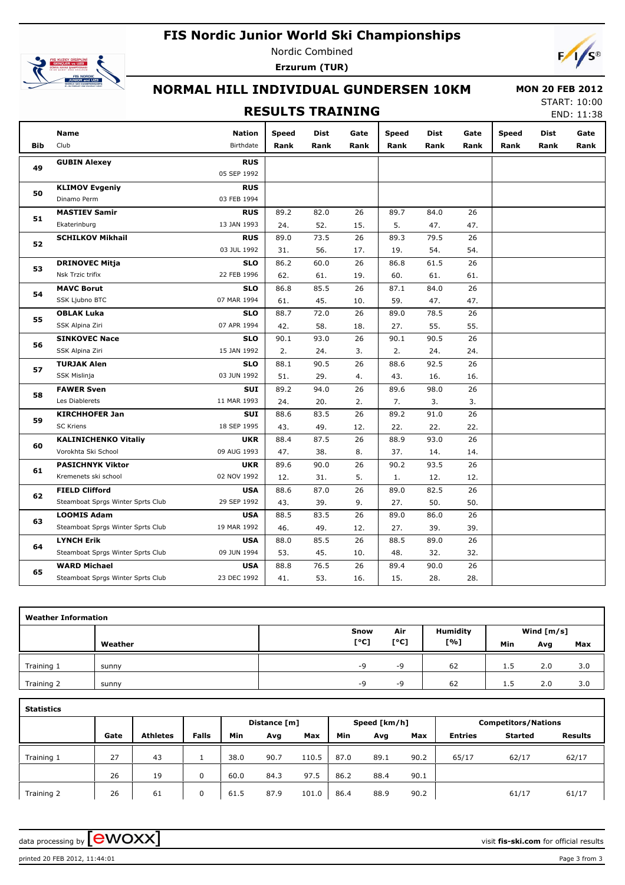# FIS Nordic Junior World Ski Championships

Nordic Combined

**Erzurum (TUR)**

## NORMAL HILL INDIVIDUAL GUNDERSEN 10KM

**MON 20 FEB 2012**

START: 10:00

END: 11:38

## RESULTS TRAINING

| Bib | Name / Club | Nation / Birthdate | Speed Rank | Dist Rank | Gate Rank | Speed Rank | Dist Rank | Gate Rank | Speed Rank | Dist Rank | Gate Rank |
|---|---|---|---|---|---|---|---|---|---|---|---|
| 49 | **GUBIN Alexey** | **RUS** 05 SEP 1992 | | | | | | | | | |
| 50 | **KLIMOV Evgeniy** Dinamo Perm | **RUS** 03 FEB 1994 | | | | | | | | | |
| 51 | **MASTIEV Samir** Ekaterinburg | **RUS** 13 JAN 1993 | 89.2 24. | 82.0 52. | 26 15. | 89.7 5. | 84.0 47. | 26 47. | | | |
| 52 | **SCHILKOV Mikhail** | **RUS** 03 JUL 1992 | 89.0 31. | 73.5 56. | 26 17. | 89.3 19. | 79.5 54. | 26 54. | | | |
| 53 | **DRINOVEC Mitja** Nsk Trzic trifix | **SLO** 22 FEB 1996 | 86.2 62. | 60.0 61. | 26 19. | 86.8 60. | 61.5 61. | 26 61. | | | |
| 54 | **MAVC Borut** SSK Ljubno BTC | **SLO** 07 MAR 1994 | 86.8 61. | 85.5 45. | 26 10. | 87.1 59. | 84.0 47. | 26 47. | | | |
| 55 | **OBLAK Luka** SSK Alpina Ziri | **SLO** 07 APR 1994 | 88.7 42. | 72.0 58. | 26 18. | 89.0 27. | 78.5 55. | 26 55. | | | |
| 56 | **SINKOVEC Nace** SSK Alpina Ziri | **SLO** 15 JAN 1992 | 90.1 2. | 93.0 24. | 26 3. | 90.1 2. | 90.5 24. | 26 24. | | | |
| 57 | **TURJAK Alen** SSK Mislinja | **SLO** 03 JUN 1992 | 88.1 51. | 90.5 29. | 26 4. | 88.6 43. | 92.5 16. | 26 16. | | | |
| 58 | **FAWER Sven** Les Diablerets | **SUI** 11 MAR 1993 | 89.2 24. | 94.0 20. | 26 2. | 89.6 7. | 98.0 3. | 26 3. | | | |
| 59 | **KIRCHHOFER Jan** SC Kriens | **SUI** 18 SEP 1995 | 88.6 43. | 83.5 49. | 26 12. | 89.2 22. | 91.0 22. | 26 22. | | | |
| 60 | **KALINICHENKO Vitaliy** Vorokhta Ski School | **UKR** 09 AUG 1993 | 88.4 47. | 87.5 38. | 26 8. | 88.9 37. | 93.0 14. | 26 14. | | | |
| 61 | **PASICHNYK Viktor** Kremenets ski school | **UKR** 02 NOV 1992 | 89.6 12. | 90.0 31. | 26 5. | 90.2 1. | 93.5 12. | 26 12. | | | |
| 62 | **FIELD Clifford** Steamboat Sprgs Winter Sprts Club | **USA** 29 SEP 1992 | 88.6 43. | 87.0 39. | 26 9. | 89.0 27. | 82.5 50. | 26 50. | | | |
| 63 | **LOOMIS Adam** Steamboat Sprgs Winter Sprts Club | **USA** 19 MAR 1992 | 88.5 46. | 83.5 49. | 26 12. | 89.0 27. | 86.0 39. | 26 39. | | | |
| 64 | **LYNCH Erik** Steamboat Sprgs Winter Sprts Club | **USA** 09 JUN 1994 | 88.0 53. | 85.5 45. | 26 10. | 88.5 48. | 89.0 32. | 26 32. | | | |
| 65 | **WARD Michael** Steamboat Sprgs Winter Sprts Club | **USA** 23 DEC 1992 | 88.8 41. | 76.5 53. | 26 16. | 89.4 15. | 90.0 28. | 26 28. | | | |

### Weather Information

| | Weather | Snow [°C] | Air [°C] | Humidity [%] | Wind [m/s] Min | Avg | Max |
|---|---|---|---|---|---|---|---|
| Training 1 | sunny | -9 | -9 | 62 | 1.5 | 2.0 | 3.0 |
| Training 2 | sunny | -9 | -9 | 62 | 1.5 | 2.0 | 3.0 |

### Statistics

| | Gate | Athletes | Falls | Distance [m] Min | Avg | Max | Speed [km/h] Min | Avg | Max | Competitors/Nations Entries | Started | Results |
|---|---|---|---|---|---|---|---|---|---|---|---|---|
| Training 1 | 27 | 43 | 1 | 38.0 | 90.7 | 110.5 | 87.0 | 89.1 | 90.2 | 65/17 | 62/17 | 62/17 |
| | 26 | 19 | 0 | 60.0 | 84.3 | 97.5 | 86.2 | 88.4 | 90.1 | | | |
| Training 2 | 26 | 61 | 0 | 61.5 | 87.9 | 101.0 | 86.4 | 88.9 | 90.2 | | 61/17 | 61/17 |

data processing by ewoxx — visit fis-ski.com for official results

printed 20 FEB 2012, 11:44:01